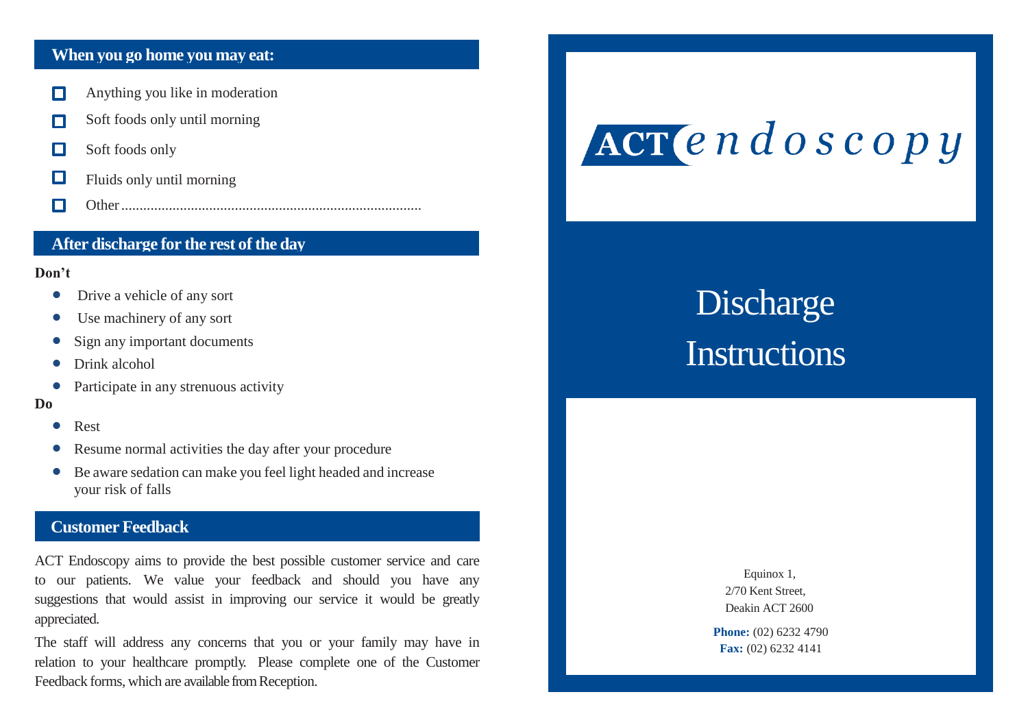## When you go home you may eat:

- ☐ Anything you like in moderation
- ☐ Soft foods only until morning
- ☐ Soft foods only
- ☐ Fluids only until morning
- ☐ Other.................................................................................

## After discharge for the rest of the day

**Don't**

- Drive a vehicle of any sort
- Use machinery of any sort
- Sign any important documents
- Drink alcohol
- Participate in any strenuous activity

**Do**

- Rest
- Resume normal activities the day after your procedure
- Be aware sedation can make you feel light headed and increase your risk of falls

## Customer Feedback

ACT Endoscopy aims to provide the best possible customer service and care to our patients. We value your feedback and should you have any suggestions that would assist in improving our service it would be greatly appreciated.

The staff will address any concerns that you or your family may have in relation to your healthcare promptly. Please complete one of the Customer Feedback forms, which are available from Reception.

ACT endoscopy

# Discharge Instructions

Equinox 1,
2/70 Kent Street,
Deakin ACT 2600

**Phone:** (02) 6232 4790
**Fax:** (02) 6232 4141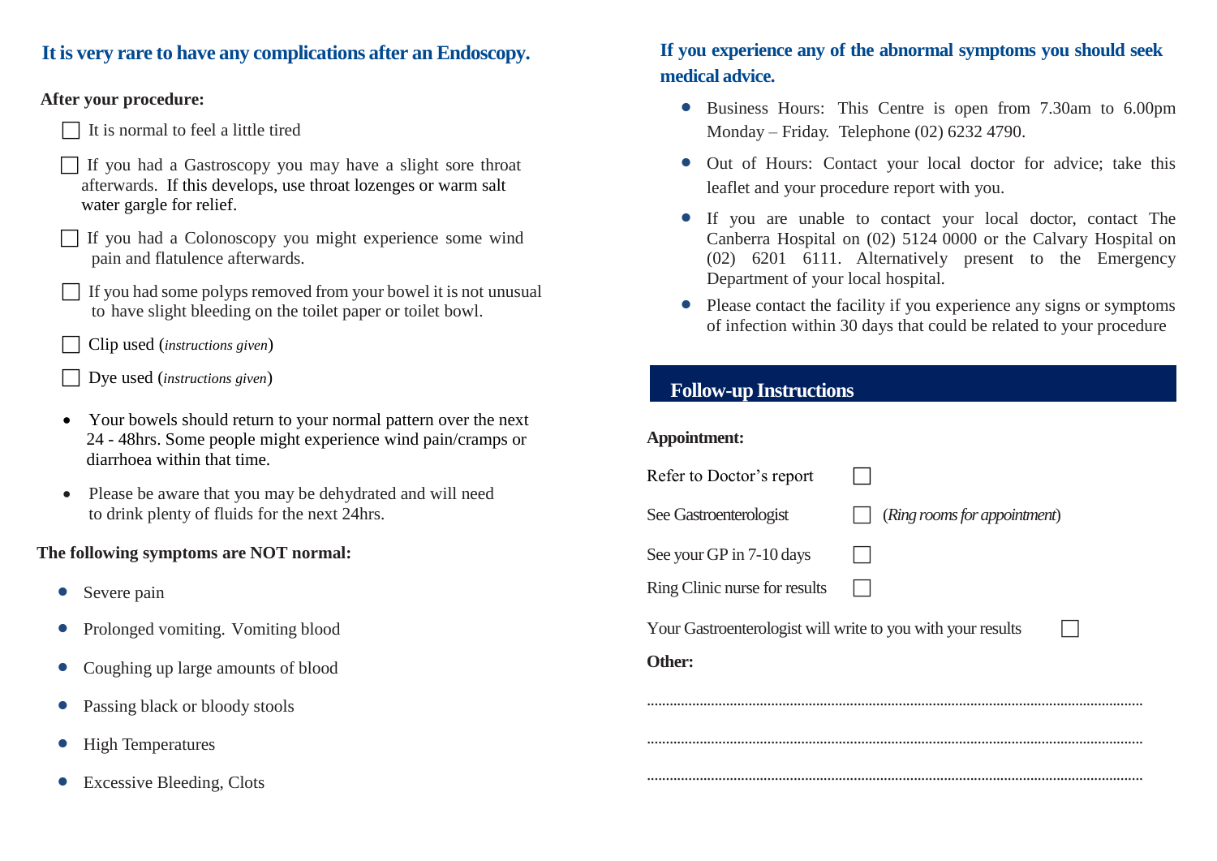## It is very rare to have any complications after an Endoscopy.

**After your procedure:**

- ☐ It is normal to feel a little tired
- ☐ If you had a Gastroscopy you may have a slight sore throat afterwards. If this develops, use throat lozenges or warm salt water gargle for relief.
- ☐ If you had a Colonoscopy you might experience some wind pain and flatulence afterwards.
- ☐ If you had some polyps removed from your bowel it is not unusual to have slight bleeding on the toilet paper or toilet bowl.
- ☐ Clip used (*instructions given*)
- ☐ Dye used (*instructions given*)

- Your bowels should return to your normal pattern over the next 24 - 48hrs. Some people might experience wind pain/cramps or diarrhoea within that time.
- Please be aware that you may be dehydrated and will need to drink plenty of fluids for the next 24hrs.

**The following symptoms are NOT normal:**

- Severe pain
- Prolonged vomiting. Vomiting blood
- Coughing up large amounts of blood
- Passing black or bloody stools
- High Temperatures
- Excessive Bleeding, Clots

## If you experience any of the abnormal symptoms you should seek medical advice.

- Business Hours: This Centre is open from 7.30am to 6.00pm Monday – Friday. Telephone (02) 6232 4790.
- Out of Hours: Contact your local doctor for advice; take this leaflet and your procedure report with you.
- If you are unable to contact your local doctor, contact The Canberra Hospital on (02) 5124 0000 or the Calvary Hospital on (02) 6201 6111. Alternatively present to the Emergency Department of your local hospital.
- Please contact the facility if you experience any signs or symptoms of infection within 30 days that could be related to your procedure

## Follow-up Instructions

**Appointment:**

- Refer to Doctor's report ☐
- See Gastroenterologist ☐ (*Ring rooms for appointment*)
- See your GP in 7-10 days ☐
- Ring Clinic nurse for results ☐
- Your Gastroenterologist will write to you with your results ☐

**Other:**

.................................................................................................................................

.................................................................................................................................

.................................................................................................................................